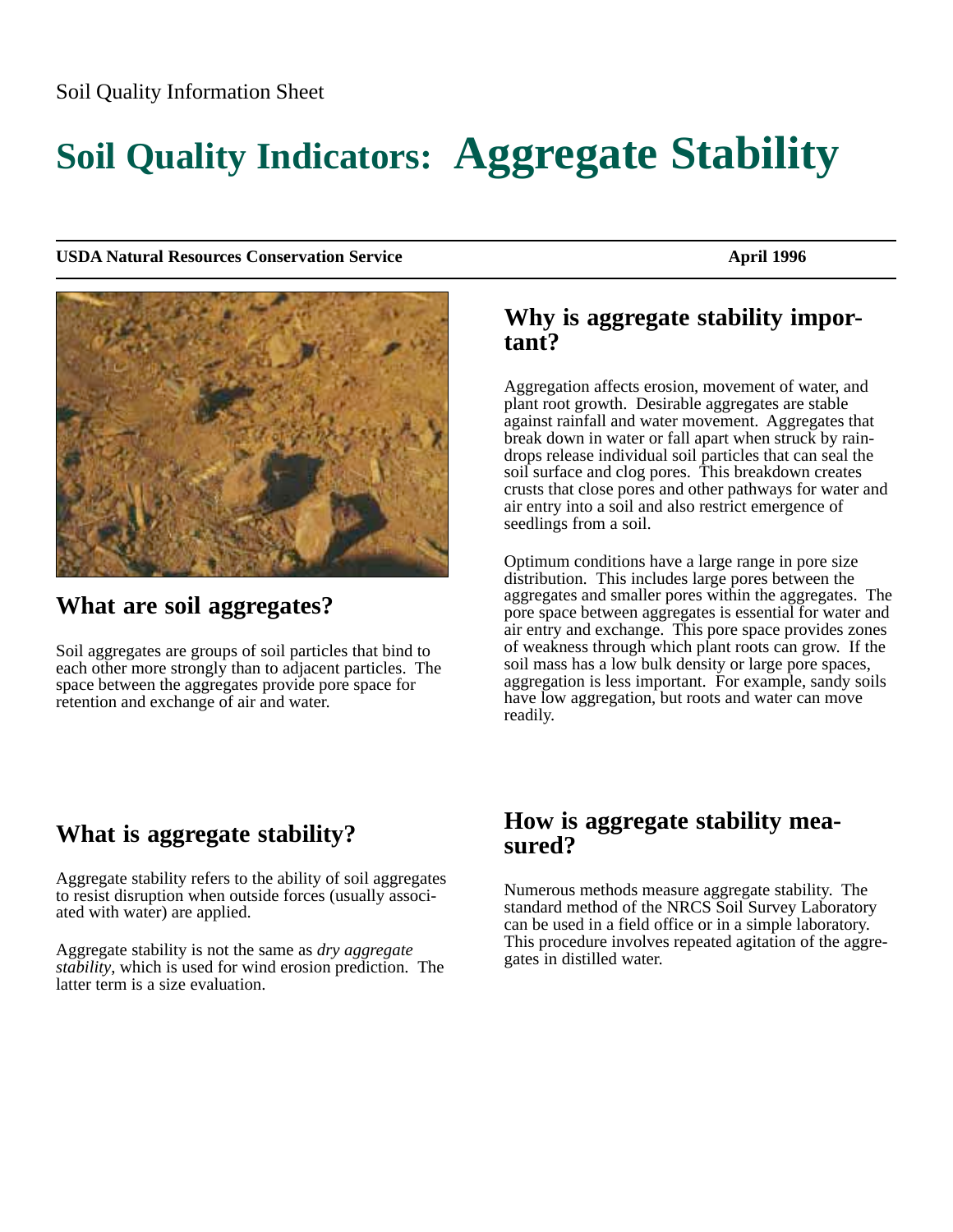Soil Quality Information Sheet

# Soil Quality Indicators: Aggregate Stability

**USDA Natural Resources Conservation Service** **April 1996**

## What are soil aggregates?

Soil aggregates are groups of soil particles that bind to each other more strongly than to adjacent particles. The space between the aggregates provide pore space for retention and exchange of air and water.

## Why is aggregate stability important?

Aggregation affects erosion, movement of water, and plant root growth. Desirable aggregates are stable against rainfall and water movement. Aggregates that break down in water or fall apart when struck by raindrops release individual soil particles that can seal the soil surface and clog pores. This breakdown creates crusts that close pores and other pathways for water and air entry into a soil and also restrict emergence of seedlings from a soil.

Optimum conditions have a large range in pore size distribution. This includes large pores between the aggregates and smaller pores within the aggregates. The pore space between aggregates is essential for water and air entry and exchange. This pore space provides zones of weakness through which plant roots can grow. If the soil mass has a low bulk density or large pore spaces, aggregation is less important. For example, sandy soils have low aggregation, but roots and water can move readily.

## What is aggregate stability?

Aggregate stability refers to the ability of soil aggregates to resist disruption when outside forces (usually associated with water) are applied.

Aggregate stability is not the same as *dry aggregate stability*, which is used for wind erosion prediction. The latter term is a size evaluation.

## How is aggregate stability measured?

Numerous methods measure aggregate stability. The standard method of the NRCS Soil Survey Laboratory can be used in a field office or in a simple laboratory. This procedure involves repeated agitation of the aggregates in distilled water.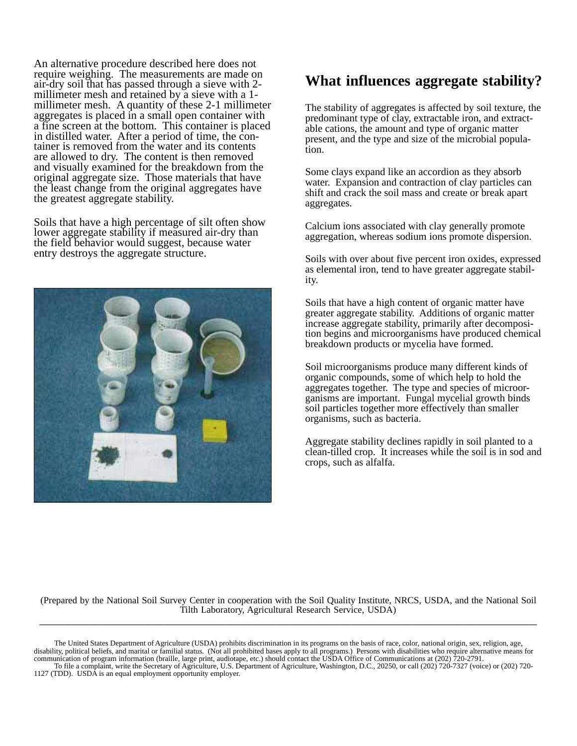An alternative procedure described here does not require weighing. The measurements are made on air-dry soil that has passed through a sieve with 2-millimeter mesh and retained by a sieve with a 1-millimeter mesh. A quantity of these 2-1 millimeter aggregates is placed in a small open container with a fine screen at the bottom. This container is placed in distilled water. After a period of time, the container is removed from the water and its contents are allowed to dry. The content is then removed and visually examined for the breakdown from the original aggregate size. Those materials that have the least change from the original aggregates have the greatest aggregate stability.

Soils that have a high percentage of silt often show lower aggregate stability if measured air-dry than the field behavior would suggest, because water entry destroys the aggregate structure.

## What influences aggregate stability?

The stability of aggregates is affected by soil texture, the predominant type of clay, extractable iron, and extractable cations, the amount and type of organic matter present, and the type and size of the microbial population.

Some clays expand like an accordion as they absorb water. Expansion and contraction of clay particles can shift and crack the soil mass and create or break apart aggregates.

Calcium ions associated with clay generally promote aggregation, whereas sodium ions promote dispersion.

Soils with over about five percent iron oxides, expressed as elemental iron, tend to have greater aggregate stability.

Soils that have a high content of organic matter have greater aggregate stability. Additions of organic matter increase aggregate stability, primarily after decomposition begins and microorganisms have produced chemical breakdown products or mycelia have formed.

Soil microorganisms produce many different kinds of organic compounds, some of which help to hold the aggregates together. The type and species of microorganisms are important. Fungal mycelial growth binds soil particles together more effectively than smaller organisms, such as bacteria.

Aggregate stability declines rapidly in soil planted to a clean-tilled crop. It increases while the soil is in sod and crops, such as alfalfa.

(Prepared by the National Soil Survey Center in cooperation with the Soil Quality Institute, NRCS, USDA, and the National Soil Tilth Laboratory, Agricultural Research Service, USDA)

---

The United States Department of Agriculture (USDA) prohibits discrimination in its programs on the basis of race, color, national origin, sex, religion, age, disability, political beliefs, and marital or familial status. (Not all prohibited bases apply to all programs.) Persons with disabilities who require alternative means for communication of program information (braille, large print, audiotape, etc.) should contact the USDA Office of Communications at (202) 720-2791.

To file a complaint, write the Secretary of Agriculture, U.S. Department of Agriculture, Washington, D.C., 20250, or call (202) 720-7327 (voice) or (202) 720-1127 (TDD). USDA is an equal employment opportunity employer.